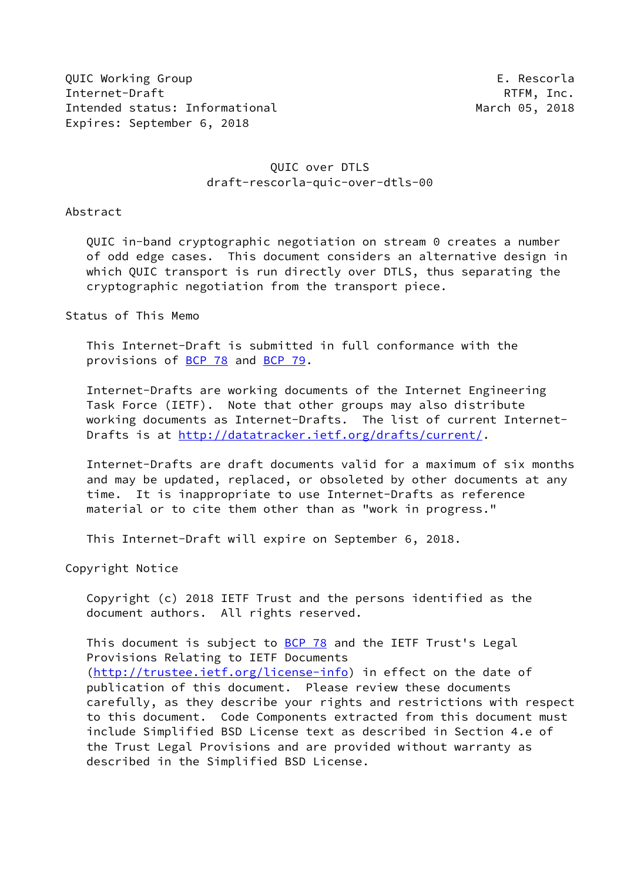QUIC Working Group E. Rescorla
Internet-Draft RTFM, Inc.
Intended status: Informational March 05, 2018
Expires: September 6, 2018

# QUIC over DTLS
draft-rescorla-quic-over-dtls-00

## Abstract

QUIC in-band cryptographic negotiation on stream 0 creates a number of odd edge cases. This document considers an alternative design in which QUIC transport is run directly over DTLS, thus separating the cryptographic negotiation from the transport piece.

## Status of This Memo

This Internet-Draft is submitted in full conformance with the provisions of BCP 78 and BCP 79.

Internet-Drafts are working documents of the Internet Engineering Task Force (IETF). Note that other groups may also distribute working documents as Internet-Drafts. The list of current Internet-Drafts is at http://datatracker.ietf.org/drafts/current/.

Internet-Drafts are draft documents valid for a maximum of six months and may be updated, replaced, or obsoleted by other documents at any time. It is inappropriate to use Internet-Drafts as reference material or to cite them other than as "work in progress."

This Internet-Draft will expire on September 6, 2018.

## Copyright Notice

Copyright (c) 2018 IETF Trust and the persons identified as the document authors. All rights reserved.

This document is subject to BCP 78 and the IETF Trust's Legal Provisions Relating to IETF Documents (http://trustee.ietf.org/license-info) in effect on the date of publication of this document. Please review these documents carefully, as they describe your rights and restrictions with respect to this document. Code Components extracted from this document must include Simplified BSD License text as described in Section 4.e of the Trust Legal Provisions and are provided without warranty as described in the Simplified BSD License.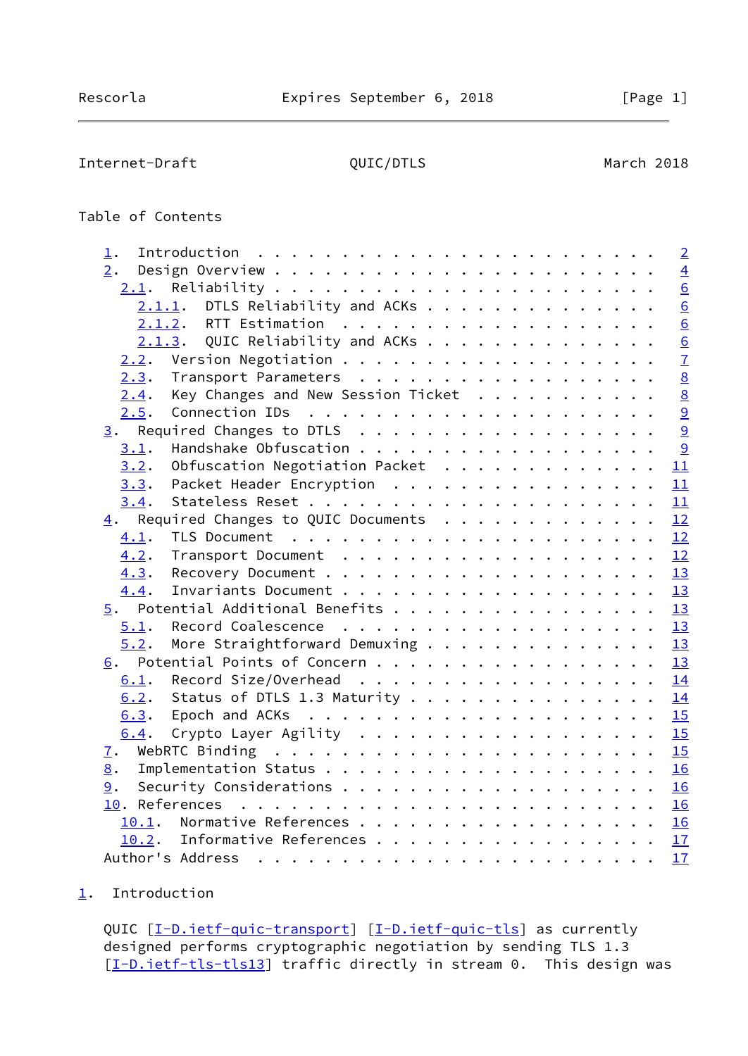Table of Contents

- 1. Introduction . . . 2
- 2. Design Overview . . . 4
  - 2.1. Reliability . . . 6
    - 2.1.1. DTLS Reliability and ACKs . . . 6
    - 2.1.2. RTT Estimation . . . 6
    - 2.1.3. QUIC Reliability and ACKs . . . 6
  - 2.2. Version Negotiation . . . 7
  - 2.3. Transport Parameters . . . 8
  - 2.4. Key Changes and New Session Ticket . . . 8
  - 2.5. Connection IDs . . . 9
- 3. Required Changes to DTLS . . . 9
  - 3.1. Handshake Obfuscation . . . 9
  - 3.2. Obfuscation Negotiation Packet . . . 11
  - 3.3. Packet Header Encryption . . . 11
  - 3.4. Stateless Reset . . . 11
- 4. Required Changes to QUIC Documents . . . 12
  - 4.1. TLS Document . . . 12
  - 4.2. Transport Document . . . 12
  - 4.3. Recovery Document . . . 13
  - 4.4. Invariants Document . . . 13
- 5. Potential Additional Benefits . . . 13
  - 5.1. Record Coalescence . . . 13
  - 5.2. More Straightforward Demuxing . . . 13
- 6. Potential Points of Concern . . . 13
  - 6.1. Record Size/Overhead . . . 14
  - 6.2. Status of DTLS 1.3 Maturity . . . 14
  - 6.3. Epoch and ACKs . . . 15
  - 6.4. Crypto Layer Agility . . . 15
- 7. WebRTC Binding . . . 15
- 8. Implementation Status . . . 16
- 9. Security Considerations . . . 16
- 10. References . . . 16
  - 10.1. Normative References . . . 16
  - 10.2. Informative References . . . 17
- Author's Address . . . 17

## 1. Introduction

QUIC [I-D.ietf-quic-transport] [I-D.ietf-quic-tls] as currently designed performs cryptographic negotiation by sending TLS 1.3 [I-D.ietf-tls-tls13] traffic directly in stream 0. This design was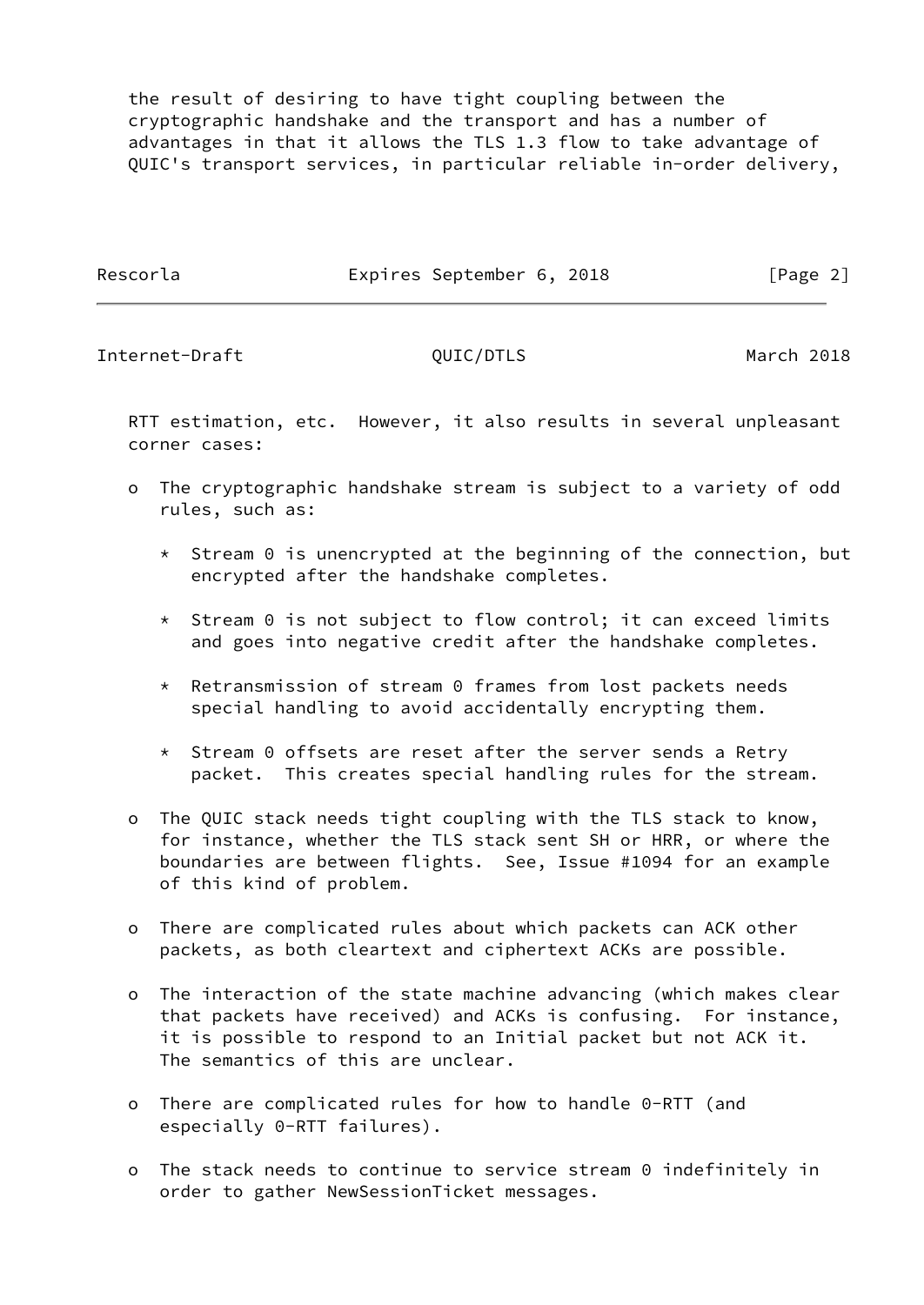the result of desiring to have tight coupling between the cryptographic handshake and the transport and has a number of advantages in that it allows the TLS 1.3 flow to take advantage of QUIC's transport services, in particular reliable in-order delivery, RTT estimation, etc. However, it also results in several unpleasant corner cases:

- The cryptographic handshake stream is subject to a variety of odd rules, such as:

  * Stream 0 is unencrypted at the beginning of the connection, but encrypted after the handshake completes.

  * Stream 0 is not subject to flow control; it can exceed limits and goes into negative credit after the handshake completes.

  * Retransmission of stream 0 frames from lost packets needs special handling to avoid accidentally encrypting them.

  * Stream 0 offsets are reset after the server sends a Retry packet. This creates special handling rules for the stream.

- The QUIC stack needs tight coupling with the TLS stack to know, for instance, whether the TLS stack sent SH or HRR, or where the boundaries are between flights. See, Issue #1094 for an example of this kind of problem.

- There are complicated rules about which packets can ACK other packets, as both cleartext and ciphertext ACKs are possible.

- The interaction of the state machine advancing (which makes clear that packets have received) and ACKs is confusing. For instance, it is possible to respond to an Initial packet but not ACK it. The semantics of this are unclear.

- There are complicated rules for how to handle 0-RTT (and especially 0-RTT failures).

- The stack needs to continue to service stream 0 indefinitely in order to gather NewSessionTicket messages.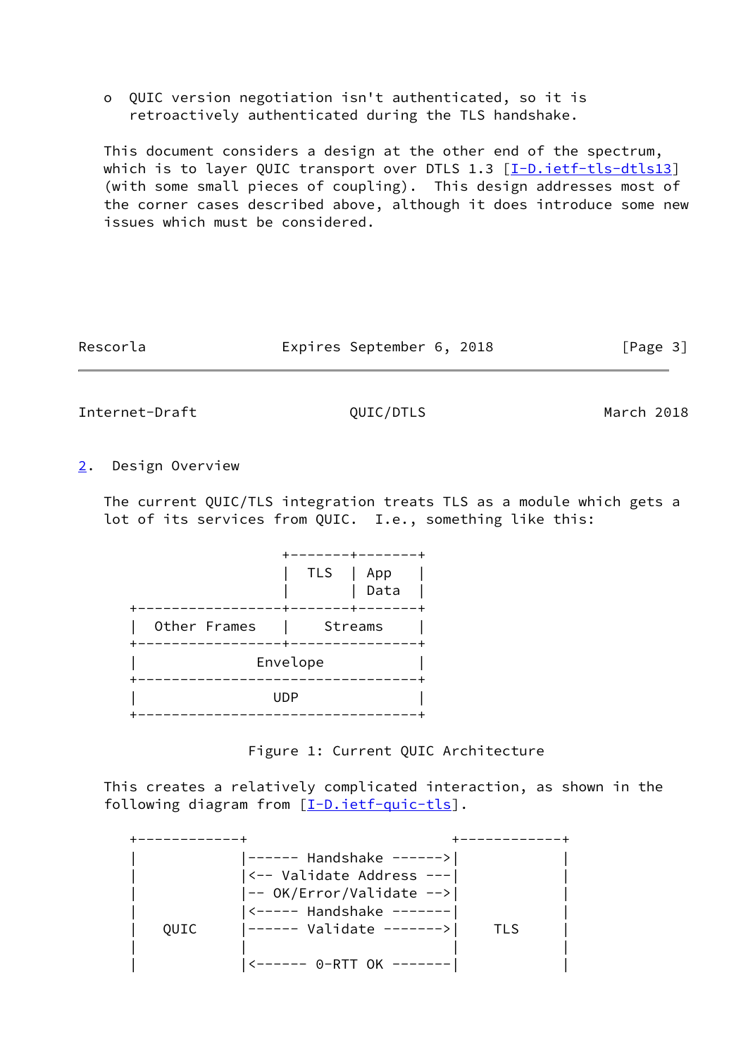o  QUIC version negotiation isn't authenticated, so it is retroactively authenticated during the TLS handshake.

This document considers a design at the other end of the spectrum, which is to layer QUIC transport over DTLS 1.3 [I-D.ietf-tls-dtls13] (with some small pieces of coupling).  This design addresses most of the corner cases described above, although it does introduce some new issues which must be considered.

## 2.  Design Overview

The current QUIC/TLS integration treats TLS as a module which gets a lot of its services from QUIC.  I.e., something like this:

```
                   +-------+-------+
                   |  TLS  | App   |
                   |       | Data  |
  +----------------+-------+-------+
  | Other Frames   |    Streams    |
  +----------------+---------------+
  |            Envelope            |
  +--------------------------------+
  |              UDP               |
  +--------------------------------+
```

Figure 1: Current QUIC Architecture

This creates a relatively complicated interaction, as shown in the following diagram from [I-D.ietf-quic-tls].

```
  +------------+                        +------------+
  |            |------ Handshake ------>|            |
  |            |<-- Validate Address ---|            |
  |            |-- OK/Error/Validate -->|            |
  |            |<----- Handshake -------|            |
  |   QUIC     |------ Validate ------->|    TLS     |
  |            |                        |            |
  |            |<------ 0-RTT OK -------|            |
```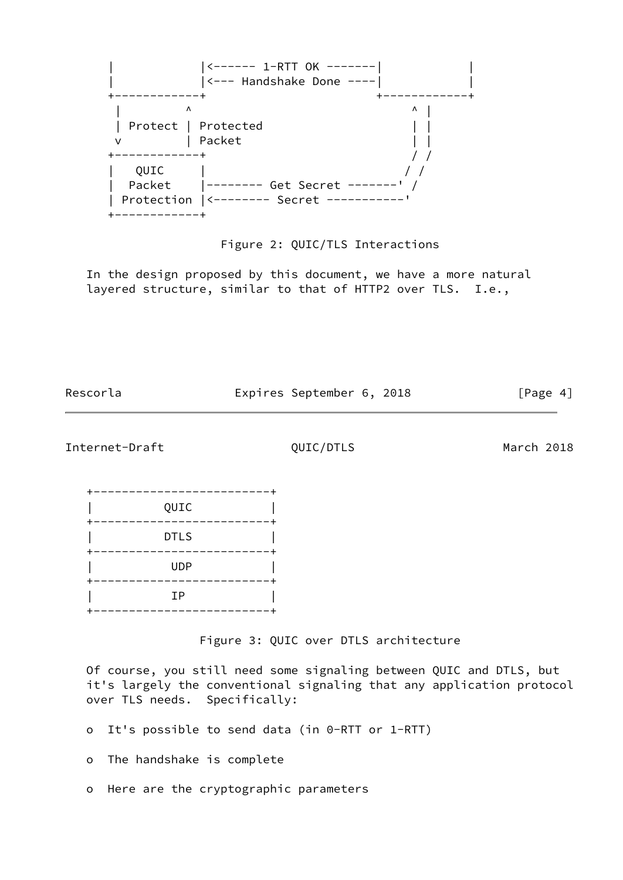```
   |            |<------ 1-RTT OK -------|            |
   |            |<--- Handshake Done ----|            |
   +------------+                        +------------+
    |         ^                                  ^ |
    | Protect | Protected                        | |
    v         | Packet                           | |
   +------------+                                / /
   |   QUIC     |                               / /
   |  Packet    |-------- Get Secret -------' /
   | Protection |<-------- Secret -----------'
   +------------+
```

Figure 2: QUIC/TLS Interactions

In the design proposed by this document, we have a more natural layered structure, similar to that of HTTP2 over TLS. I.e.,

```
+-------------------------+
|          QUIC           |
+-------------------------+
|          DTLS           |
+-------------------------+
|           UDP           |
+-------------------------+
|           IP            |
+-------------------------+
```

Figure 3: QUIC over DTLS architecture

Of course, you still need some signaling between QUIC and DTLS, but it's largely the conventional signaling that any application protocol over TLS needs. Specifically:

- It's possible to send data (in 0-RTT or 1-RTT)
- The handshake is complete
- Here are the cryptographic parameters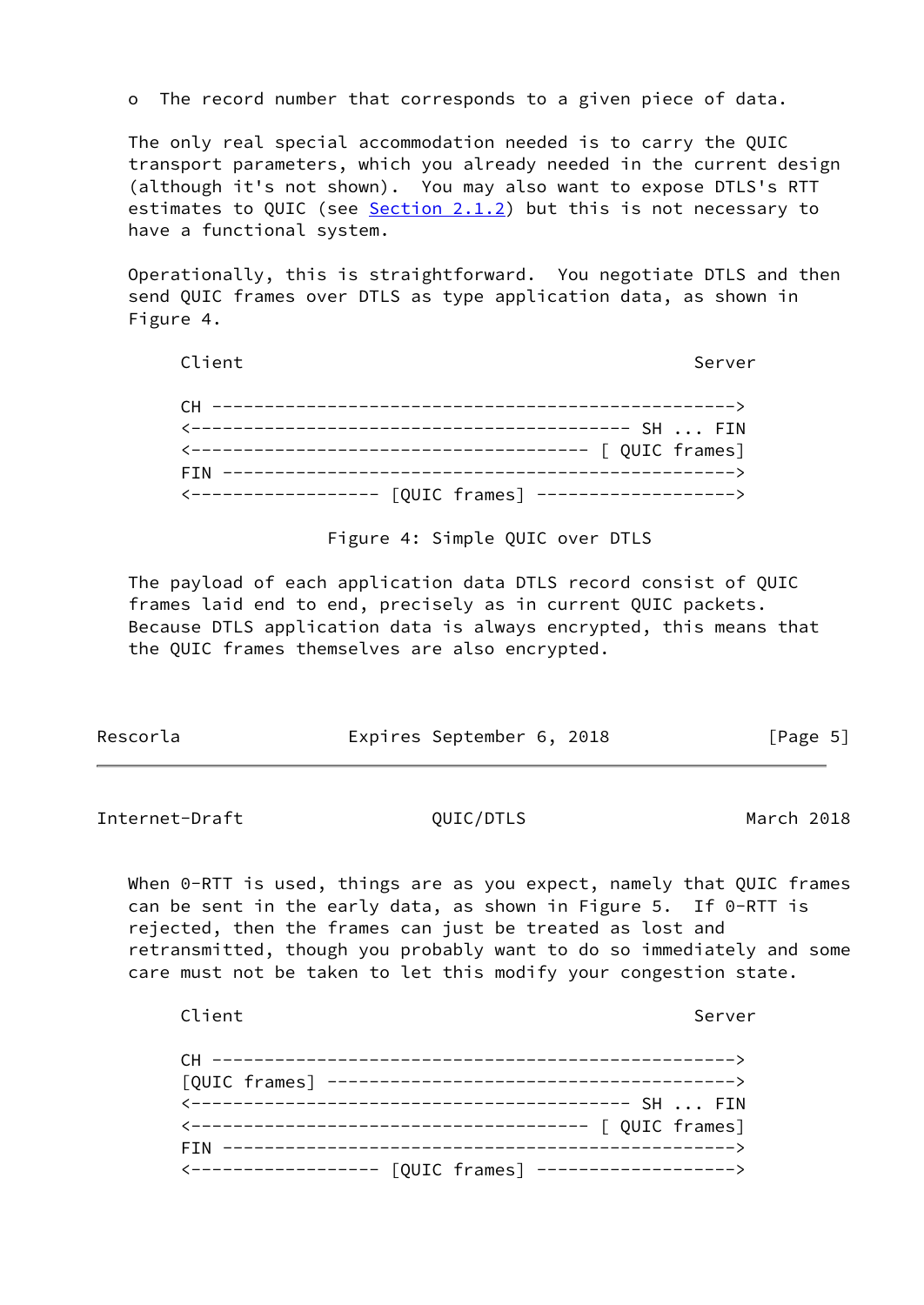- The record number that corresponds to a given piece of data.

The only real special accommodation needed is to carry the QUIC transport parameters, which you already needed in the current design (although it's not shown). You may also want to expose DTLS's RTT estimates to QUIC (see Section 2.1.2) but this is not necessary to have a functional system.

Operationally, this is straightforward. You negotiate DTLS and then send QUIC frames over DTLS as type application data, as shown in Figure 4.

```
Client                                                 Server

CH -------------------------------------------------->
<------------------------------------------ SH ... FIN
<-------------------------------------- [ QUIC frames]
FIN ------------------------------------------------->
<------------------ [QUIC frames] ------------------->
```

Figure 4: Simple QUIC over DTLS

The payload of each application data DTLS record consist of QUIC frames laid end to end, precisely as in current QUIC packets. Because DTLS application data is always encrypted, this means that the QUIC frames themselves are also encrypted.

When 0-RTT is used, things are as you expect, namely that QUIC frames can be sent in the early data, as shown in Figure 5. If 0-RTT is rejected, then the frames can just be treated as lost and retransmitted, though you probably want to do so immediately and some care must not be taken to let this modify your congestion state.

```
Client                                                 Server

CH -------------------------------------------------->
[QUIC frames] --------------------------------------->
<------------------------------------------ SH ... FIN
<-------------------------------------- [ QUIC frames]
FIN ------------------------------------------------->
<------------------ [QUIC frames] ------------------->
```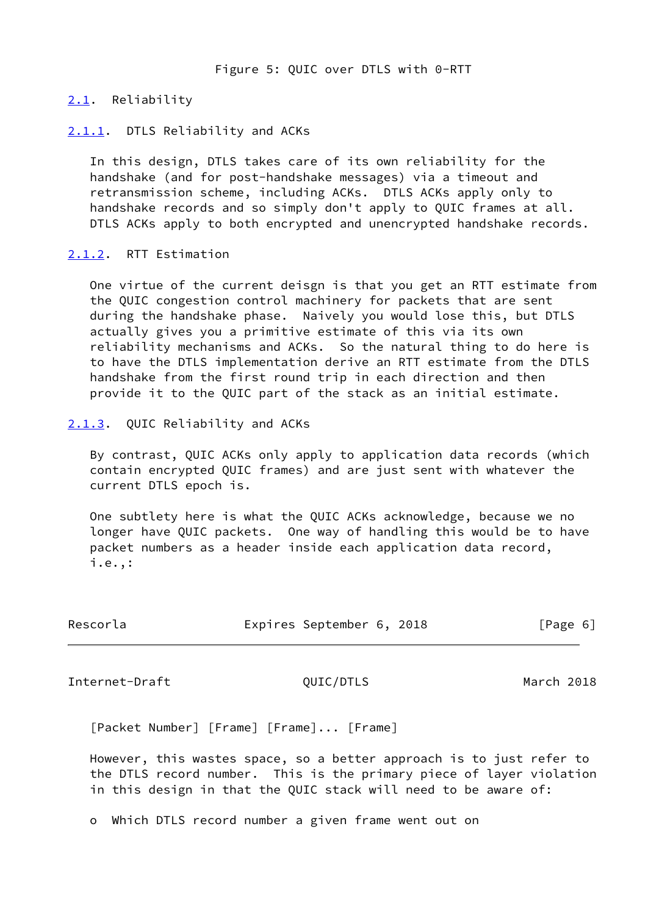Figure 5: QUIC over DTLS with 0-RTT

## 2.1. Reliability

### 2.1.1. DTLS Reliability and ACKs

In this design, DTLS takes care of its own reliability for the handshake (and for post-handshake messages) via a timeout and retransmission scheme, including ACKs. DTLS ACKs apply only to handshake records and so simply don't apply to QUIC frames at all. DTLS ACKs apply to both encrypted and unencrypted handshake records.

### 2.1.2. RTT Estimation

One virtue of the current deisgn is that you get an RTT estimate from the QUIC congestion control machinery for packets that are sent during the handshake phase. Naively you would lose this, but DTLS actually gives you a primitive estimate of this via its own reliability mechanisms and ACKs. So the natural thing to do here is to have the DTLS implementation derive an RTT estimate from the DTLS handshake from the first round trip in each direction and then provide it to the QUIC part of the stack as an initial estimate.

### 2.1.3. QUIC Reliability and ACKs

By contrast, QUIC ACKs only apply to application data records (which contain encrypted QUIC frames) and are just sent with whatever the current DTLS epoch is.

One subtlety here is what the QUIC ACKs acknowledge, because we no longer have QUIC packets. One way of handling this would be to have packet numbers as a header inside each application data record, i.e.,:

```
[Packet Number] [Frame] [Frame]... [Frame]
```

However, this wastes space, so a better approach is to just refer to the DTLS record number. This is the primary piece of layer violation in this design in that the QUIC stack will need to be aware of:

- Which DTLS record number a given frame went out on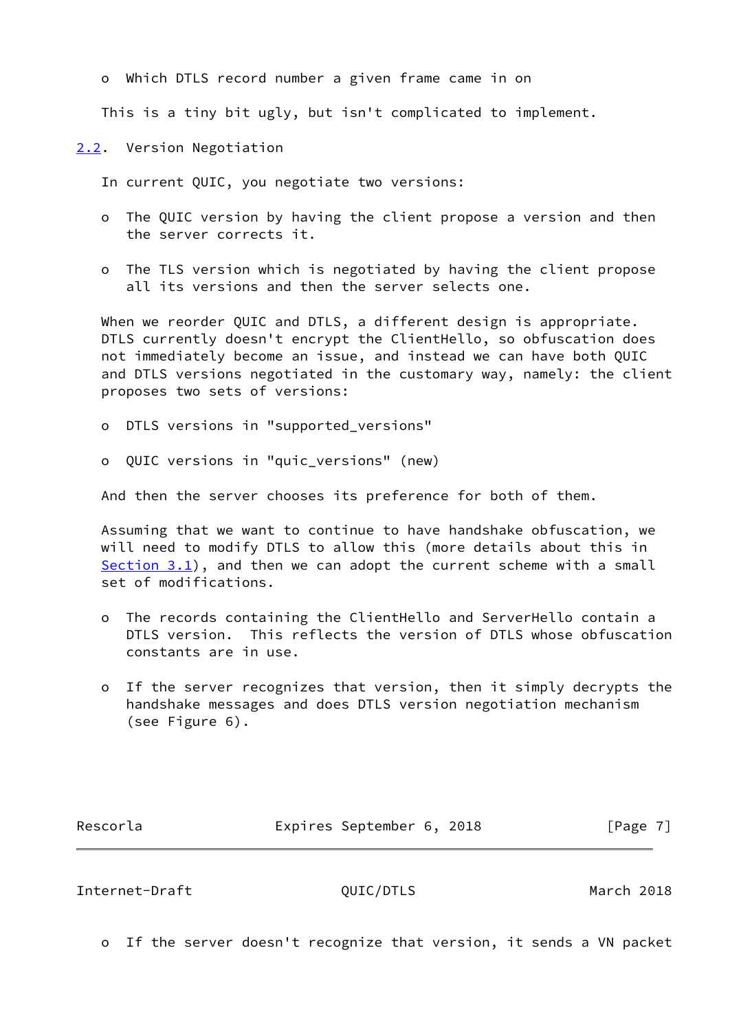- Which DTLS record number a given frame came in on

This is a tiny bit ugly, but isn't complicated to implement.

### 2.2. Version Negotiation

In current QUIC, you negotiate two versions:

- The QUIC version by having the client propose a version and then the server corrects it.

- The TLS version which is negotiated by having the client propose all its versions and then the server selects one.

When we reorder QUIC and DTLS, a different design is appropriate. DTLS currently doesn't encrypt the ClientHello, so obfuscation does not immediately become an issue, and instead we can have both QUIC and DTLS versions negotiated in the customary way, namely: the client proposes two sets of versions:

- DTLS versions in "supported_versions"

- QUIC versions in "quic_versions" (new)

And then the server chooses its preference for both of them.

Assuming that we want to continue to have handshake obfuscation, we will need to modify DTLS to allow this (more details about this in Section 3.1), and then we can adopt the current scheme with a small set of modifications.

- The records containing the ClientHello and ServerHello contain a DTLS version. This reflects the version of DTLS whose obfuscation constants are in use.

- If the server recognizes that version, then it simply decrypts the handshake messages and does DTLS version negotiation mechanism (see Figure 6).

- If the server doesn't recognize that version, it sends a VN packet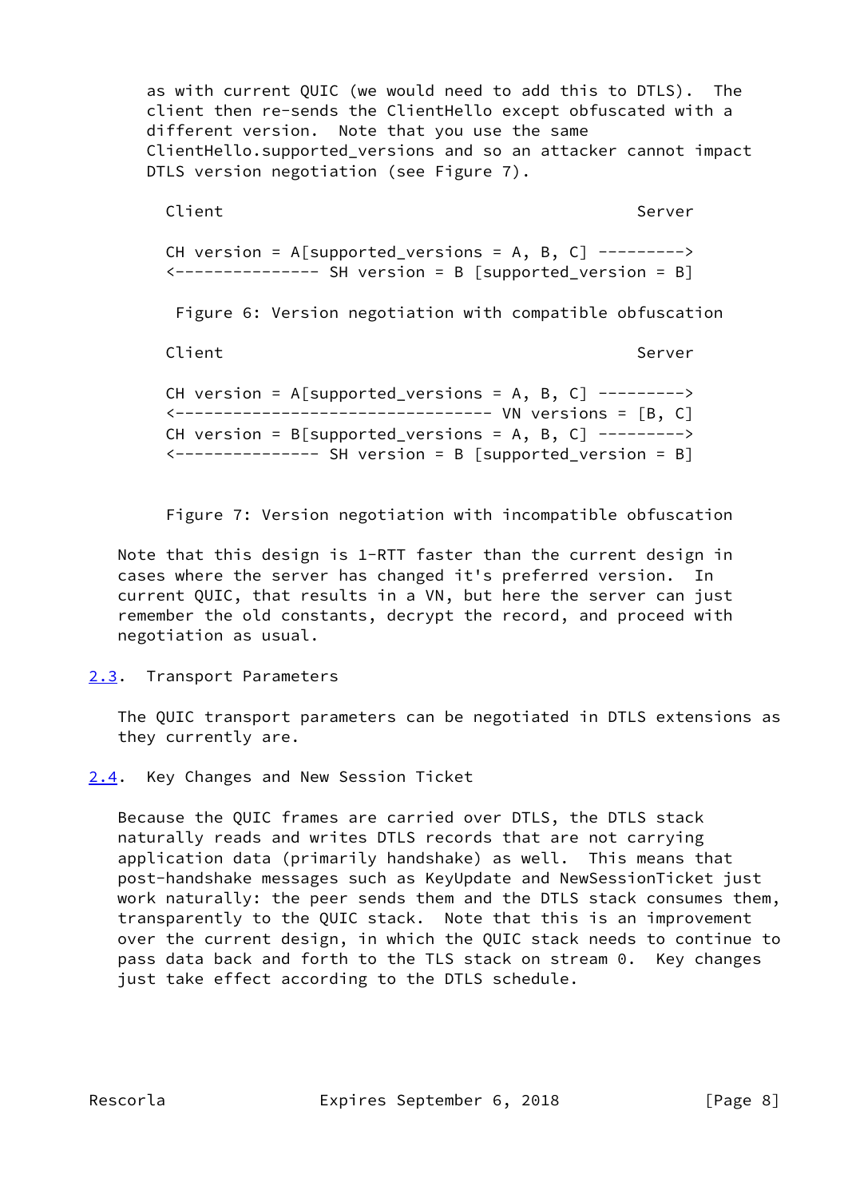as with current QUIC (we would need to add this to DTLS). The client then re-sends the ClientHello except obfuscated with a different version. Note that you use the same ClientHello.supported_versions and so an attacker cannot impact DTLS version negotiation (see Figure 7).

```
Client                                                Server

CH version = A[supported_versions = A, B, C] --------->
<--------------- SH version = B [supported_version = B]
```

Figure 6: Version negotiation with compatible obfuscation

```
Client                                                Server

CH version = A[supported_versions = A, B, C] --------->
<-------------------------------- VN versions = [B, C]
CH version = B[supported_versions = A, B, C] --------->
<--------------- SH version = B [supported_version = B]
```

Figure 7: Version negotiation with incompatible obfuscation

Note that this design is 1-RTT faster than the current design in cases where the server has changed it's preferred version. In current QUIC, that results in a VN, but here the server can just remember the old constants, decrypt the record, and proceed with negotiation as usual.

## 2.3. Transport Parameters

The QUIC transport parameters can be negotiated in DTLS extensions as they currently are.

## 2.4. Key Changes and New Session Ticket

Because the QUIC frames are carried over DTLS, the DTLS stack naturally reads and writes DTLS records that are not carrying application data (primarily handshake) as well. This means that post-handshake messages such as KeyUpdate and NewSessionTicket just work naturally: the peer sends them and the DTLS stack consumes them, transparently to the QUIC stack. Note that this is an improvement over the current design, in which the QUIC stack needs to continue to pass data back and forth to the TLS stack on stream 0. Key changes just take effect according to the DTLS schedule.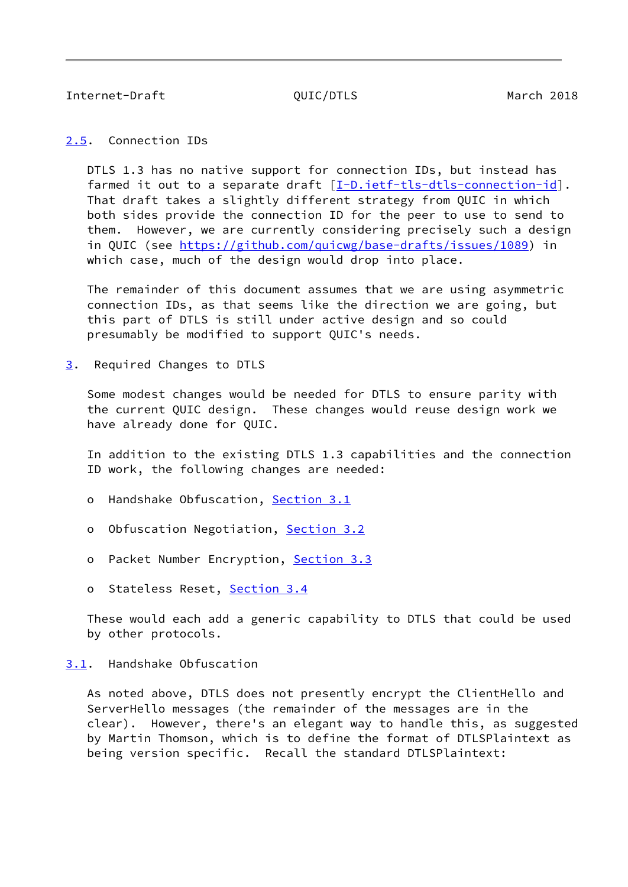## 2.5. Connection IDs

DTLS 1.3 has no native support for connection IDs, but instead has farmed it out to a separate draft [I-D.ietf-tls-dtls-connection-id]. That draft takes a slightly different strategy from QUIC in which both sides provide the connection ID for the peer to use to send to them. However, we are currently considering precisely such a design in QUIC (see https://github.com/quicwg/base-drafts/issues/1089) in which case, much of the design would drop into place.

The remainder of this document assumes that we are using asymmetric connection IDs, as that seems like the direction we are going, but this part of DTLS is still under active design and so could presumably be modified to support QUIC's needs.

# 3. Required Changes to DTLS

Some modest changes would be needed for DTLS to ensure parity with the current QUIC design. These changes would reuse design work we have already done for QUIC.

In addition to the existing DTLS 1.3 capabilities and the connection ID work, the following changes are needed:

- Handshake Obfuscation, Section 3.1
- Obfuscation Negotiation, Section 3.2
- Packet Number Encryption, Section 3.3
- Stateless Reset, Section 3.4

These would each add a generic capability to DTLS that could be used by other protocols.

## 3.1. Handshake Obfuscation

As noted above, DTLS does not presently encrypt the ClientHello and ServerHello messages (the remainder of the messages are in the clear). However, there's an elegant way to handle this, as suggested by Martin Thomson, which is to define the format of DTLSPlaintext as being version specific. Recall the standard DTLSPlaintext: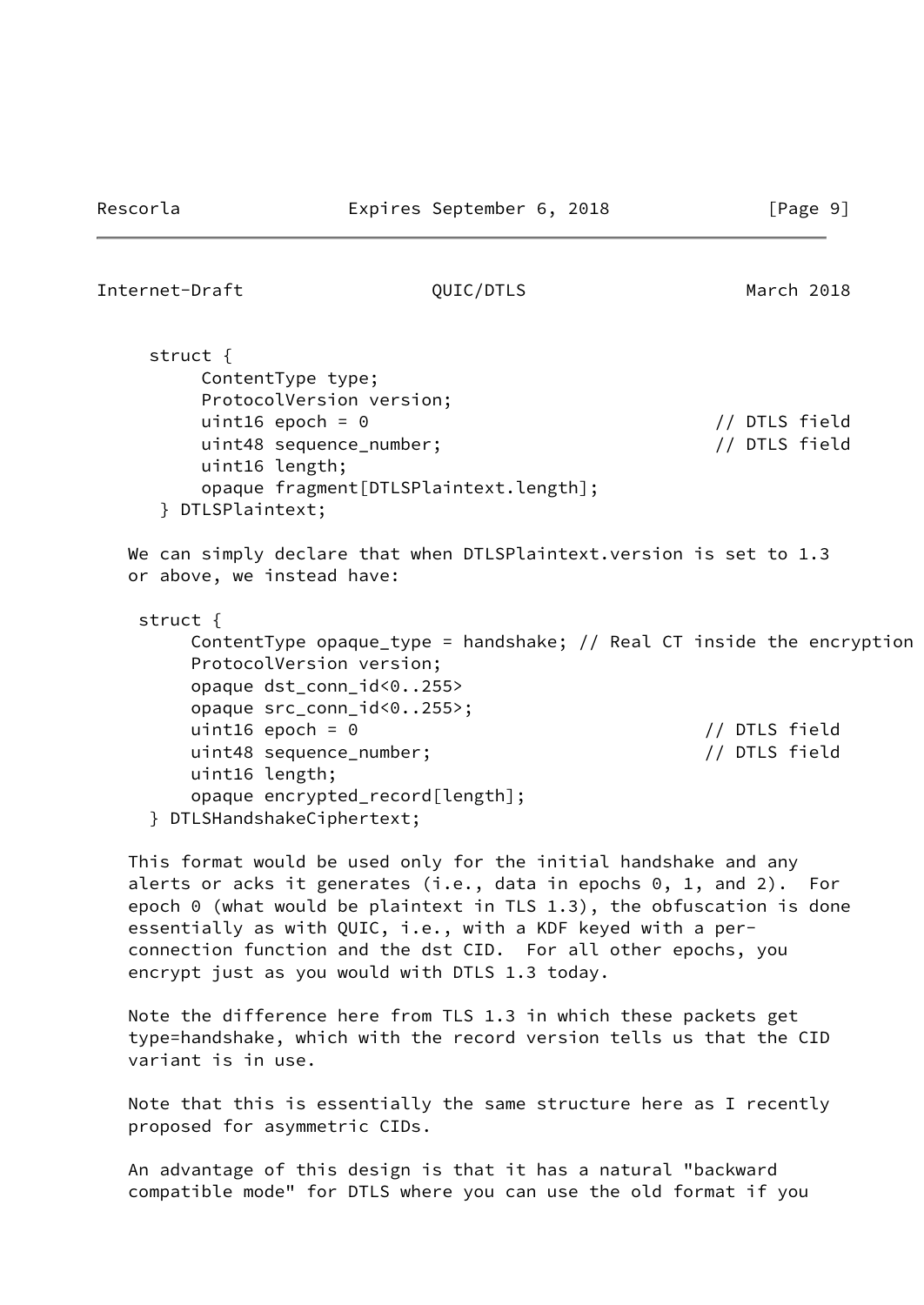```
 struct {
      ContentType type;
      ProtocolVersion version;
      uint16 epoch = 0                                 // DTLS field
      uint48 sequence_number;                          // DTLS field
      uint16 length;
      opaque fragment[DTLSPlaintext.length];
  } DTLSPlaintext;
```

We can simply declare that when DTLSPlaintext.version is set to 1.3 or above, we instead have:

```
struct {
     ContentType opaque_type = handshake; // Real CT inside the encryption
     ProtocolVersion version;
     opaque dst_conn_id<0..255>
     opaque src_conn_id<0..255>;
     uint16 epoch = 0                                 // DTLS field
     uint48 sequence_number;                          // DTLS field
     uint16 length;
     opaque encrypted_record[length];
 } DTLSHandshakeCiphertext;
```

This format would be used only for the initial handshake and any alerts or acks it generates (i.e., data in epochs 0, 1, and 2). For epoch 0 (what would be plaintext in TLS 1.3), the obfuscation is done essentially as with QUIC, i.e., with a KDF keyed with a per-connection function and the dst CID. For all other epochs, you encrypt just as you would with DTLS 1.3 today.

Note the difference here from TLS 1.3 in which these packets get type=handshake, which with the record version tells us that the CID variant is in use.

Note that this is essentially the same structure here as I recently proposed for asymmetric CIDs.

An advantage of this design is that it has a natural "backward compatible mode" for DTLS where you can use the old format if you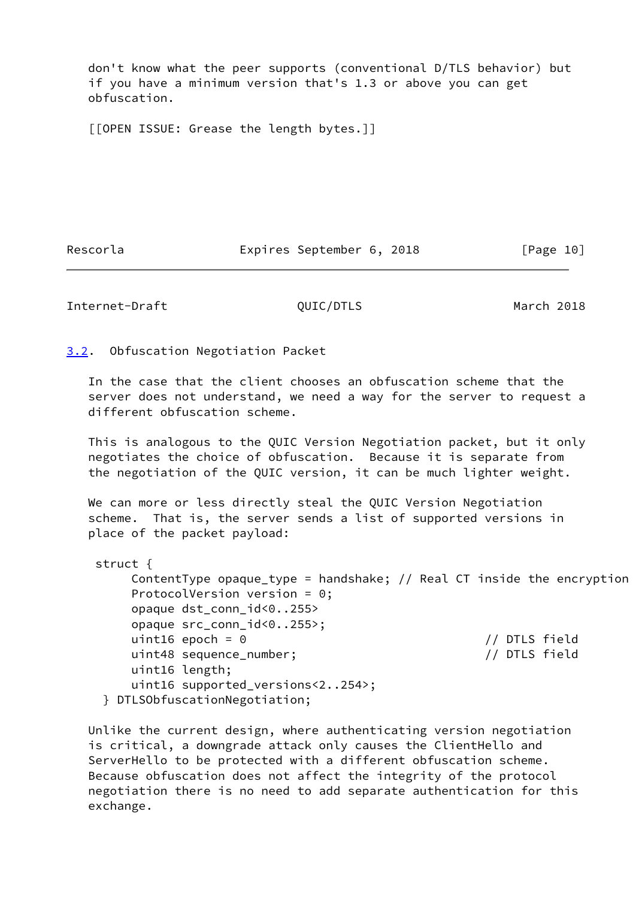don't know what the peer supports (conventional D/TLS behavior) but if you have a minimum version that's 1.3 or above you can get obfuscation.

[[OPEN ISSUE: Grease the length bytes.]]

## 3.2. Obfuscation Negotiation Packet

In the case that the client chooses an obfuscation scheme that the server does not understand, we need a way for the server to request a different obfuscation scheme.

This is analogous to the QUIC Version Negotiation packet, but it only negotiates the choice of obfuscation. Because it is separate from the negotiation of the QUIC version, it can be much lighter weight.

We can more or less directly steal the QUIC Version Negotiation scheme. That is, the server sends a list of supported versions in place of the packet payload:

```
 struct {
      ContentType opaque_type = handshake; // Real CT inside the encryption
      ProtocolVersion version = 0;
      opaque dst_conn_id<0..255>
      opaque src_conn_id<0..255>;
      uint16 epoch = 0                                 // DTLS field
      uint48 sequence_number;                          // DTLS field
      uint16 length;
      uint16 supported_versions<2..254>;
  } DTLSObfuscationNegotiation;
```

Unlike the current design, where authenticating version negotiation is critical, a downgrade attack only causes the ClientHello and ServerHello to be protected with a different obfuscation scheme. Because obfuscation does not affect the integrity of the protocol negotiation there is no need to add separate authentication for this exchange.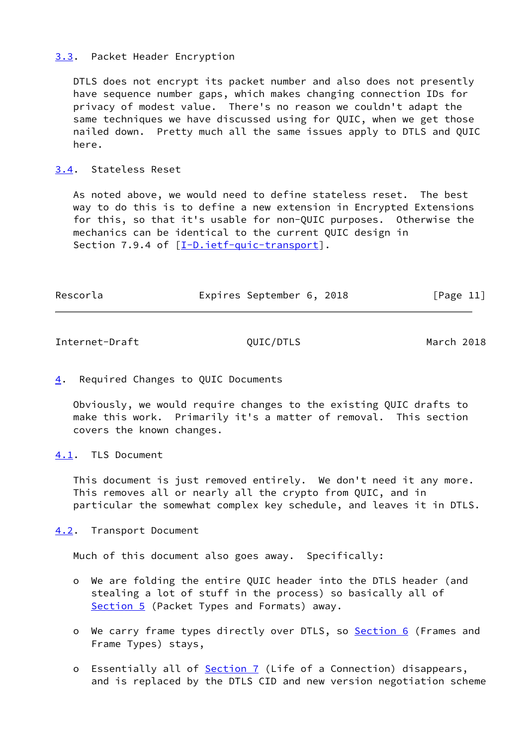### 3.3. Packet Header Encryption

DTLS does not encrypt its packet number and also does not presently have sequence number gaps, which makes changing connection IDs for privacy of modest value. There's no reason we couldn't adapt the same techniques we have discussed using for QUIC, when we get those nailed down. Pretty much all the same issues apply to DTLS and QUIC here.

### 3.4. Stateless Reset

As noted above, we would need to define stateless reset. The best way to do this is to define a new extension in Encrypted Extensions for this, so that it's usable for non-QUIC purposes. Otherwise the mechanics can be identical to the current QUIC design in Section 7.9.4 of [I-D.ietf-quic-transport].

## 4. Required Changes to QUIC Documents

Obviously, we would require changes to the existing QUIC drafts to make this work. Primarily it's a matter of removal. This section covers the known changes.

### 4.1. TLS Document

This document is just removed entirely. We don't need it any more. This removes all or nearly all the crypto from QUIC, and in particular the somewhat complex key schedule, and leaves it in DTLS.

### 4.2. Transport Document

Much of this document also goes away. Specifically:

- We are folding the entire QUIC header into the DTLS header (and stealing a lot of stuff in the process) so basically all of Section 5 (Packet Types and Formats) away.

- We carry frame types directly over DTLS, so Section 6 (Frames and Frame Types) stays,

- Essentially all of Section 7 (Life of a Connection) disappears, and is replaced by the DTLS CID and new version negotiation scheme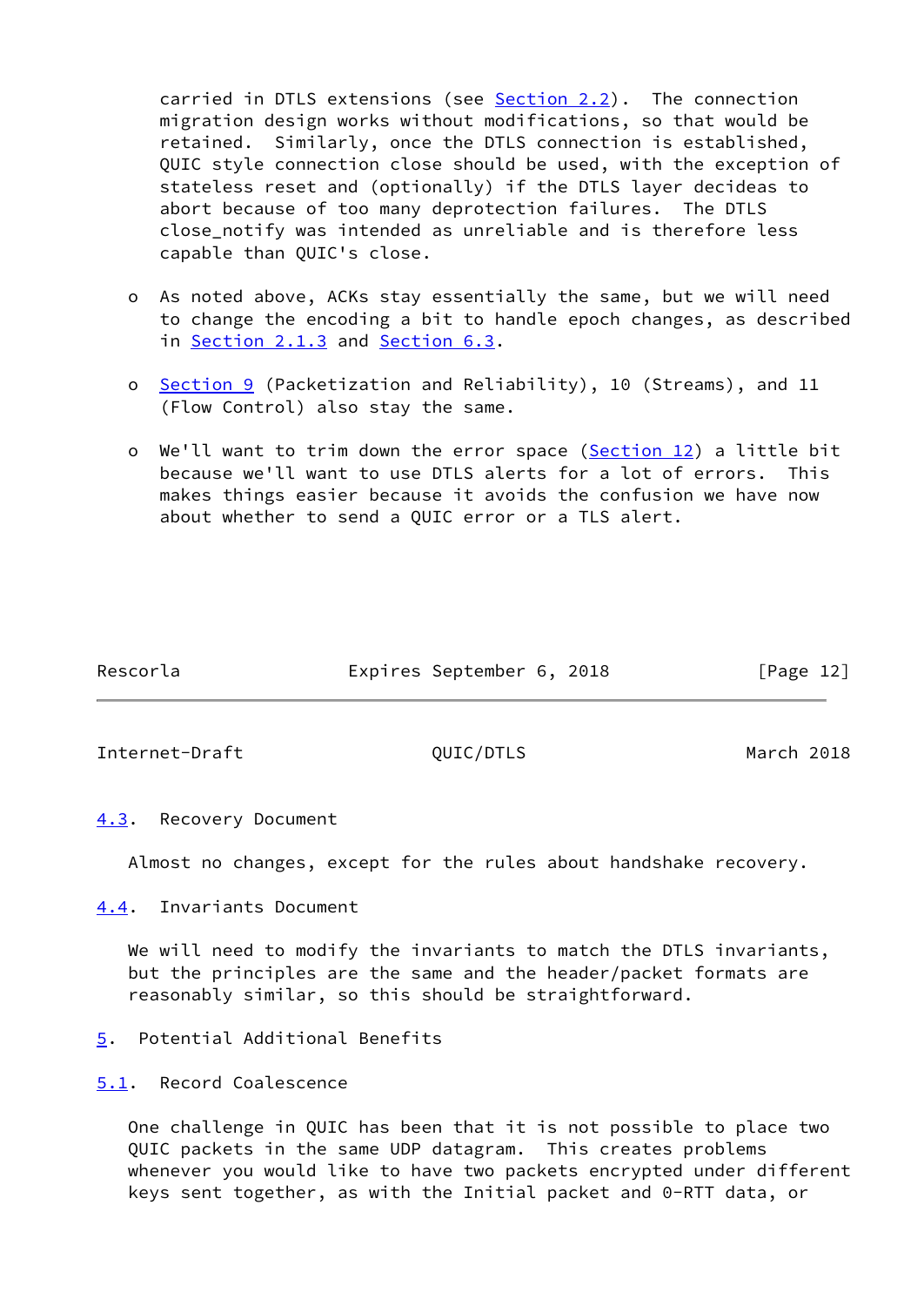carried in DTLS extensions (see Section 2.2). The connection migration design works without modifications, so that would be retained. Similarly, once the DTLS connection is established, QUIC style connection close should be used, with the exception of stateless reset and (optionally) if the DTLS layer decideas to abort because of too many deprotection failures. The DTLS close_notify was intended as unreliable and is therefore less capable than QUIC's close.

- As noted above, ACKs stay essentially the same, but we will need to change the encoding a bit to handle epoch changes, as described in Section 2.1.3 and Section 6.3.

- Section 9 (Packetization and Reliability), 10 (Streams), and 11 (Flow Control) also stay the same.

- We'll want to trim down the error space (Section 12) a little bit because we'll want to use DTLS alerts for a lot of errors. This makes things easier because it avoids the confusion we have now about whether to send a QUIC error or a TLS alert.

### 4.3. Recovery Document

Almost no changes, except for the rules about handshake recovery.

### 4.4. Invariants Document

We will need to modify the invariants to match the DTLS invariants, but the principles are the same and the header/packet formats are reasonably similar, so this should be straightforward.

## 5. Potential Additional Benefits

### 5.1. Record Coalescence

One challenge in QUIC has been that it is not possible to place two QUIC packets in the same UDP datagram. This creates problems whenever you would like to have two packets encrypted under different keys sent together, as with the Initial packet and 0-RTT data, or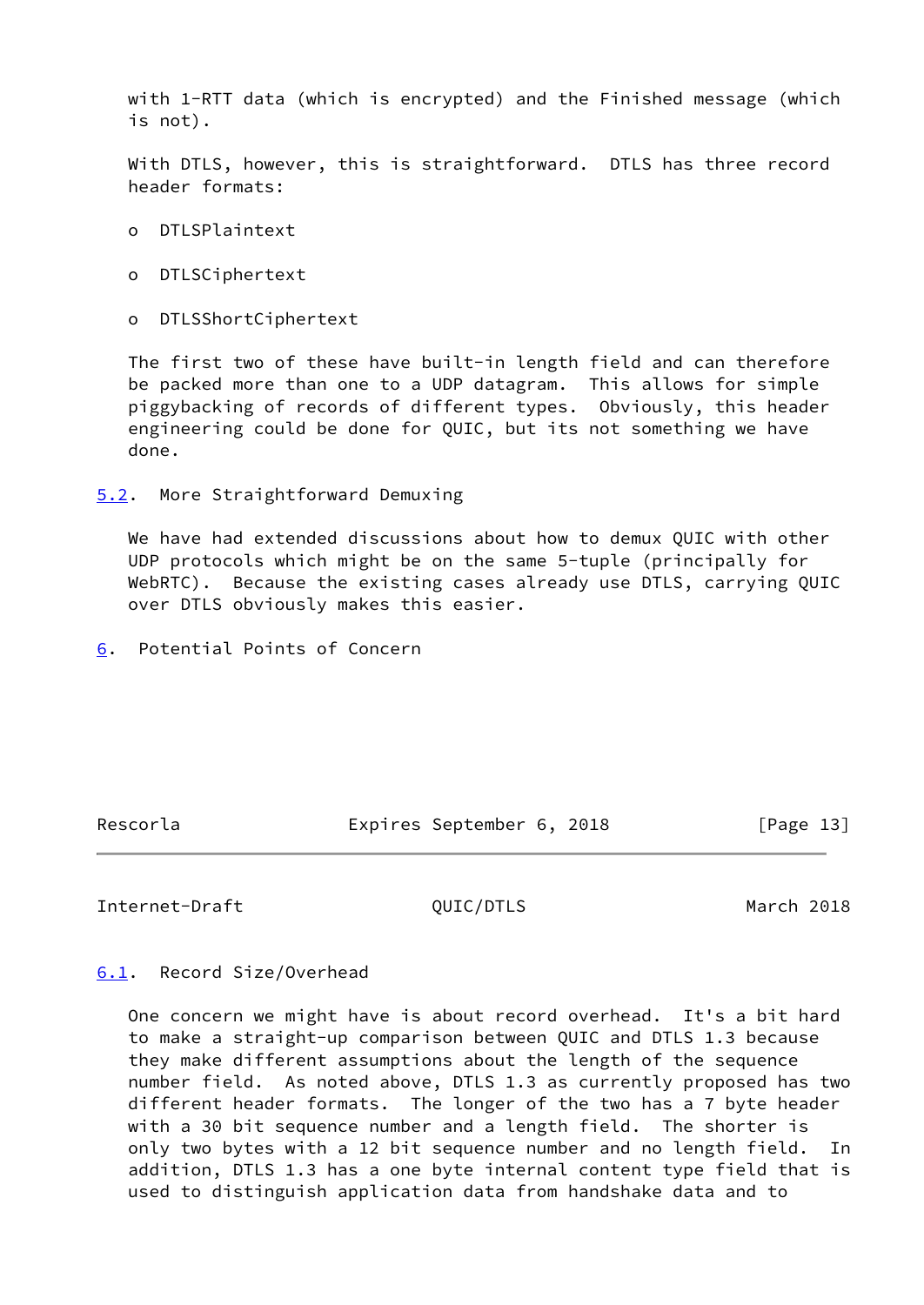with 1-RTT data (which is encrypted) and the Finished message (which is not).

With DTLS, however, this is straightforward. DTLS has three record header formats:

- DTLSPlaintext
- DTLSCiphertext
- DTLSShortCiphertext

The first two of these have built-in length field and can therefore be packed more than one to a UDP datagram. This allows for simple piggybacking of records of different types. Obviously, this header engineering could be done for QUIC, but its not something we have done.

### 5.2. More Straightforward Demuxing

We have had extended discussions about how to demux QUIC with other UDP protocols which might be on the same 5-tuple (principally for WebRTC). Because the existing cases already use DTLS, carrying QUIC over DTLS obviously makes this easier.

## 6. Potential Points of Concern

### 6.1. Record Size/Overhead

One concern we might have is about record overhead. It's a bit hard to make a straight-up comparison between QUIC and DTLS 1.3 because they make different assumptions about the length of the sequence number field. As noted above, DTLS 1.3 as currently proposed has two different header formats. The longer of the two has a 7 byte header with a 30 bit sequence number and a length field. The shorter is only two bytes with a 12 bit sequence number and no length field. In addition, DTLS 1.3 has a one byte internal content type field that is used to distinguish application data from handshake data and to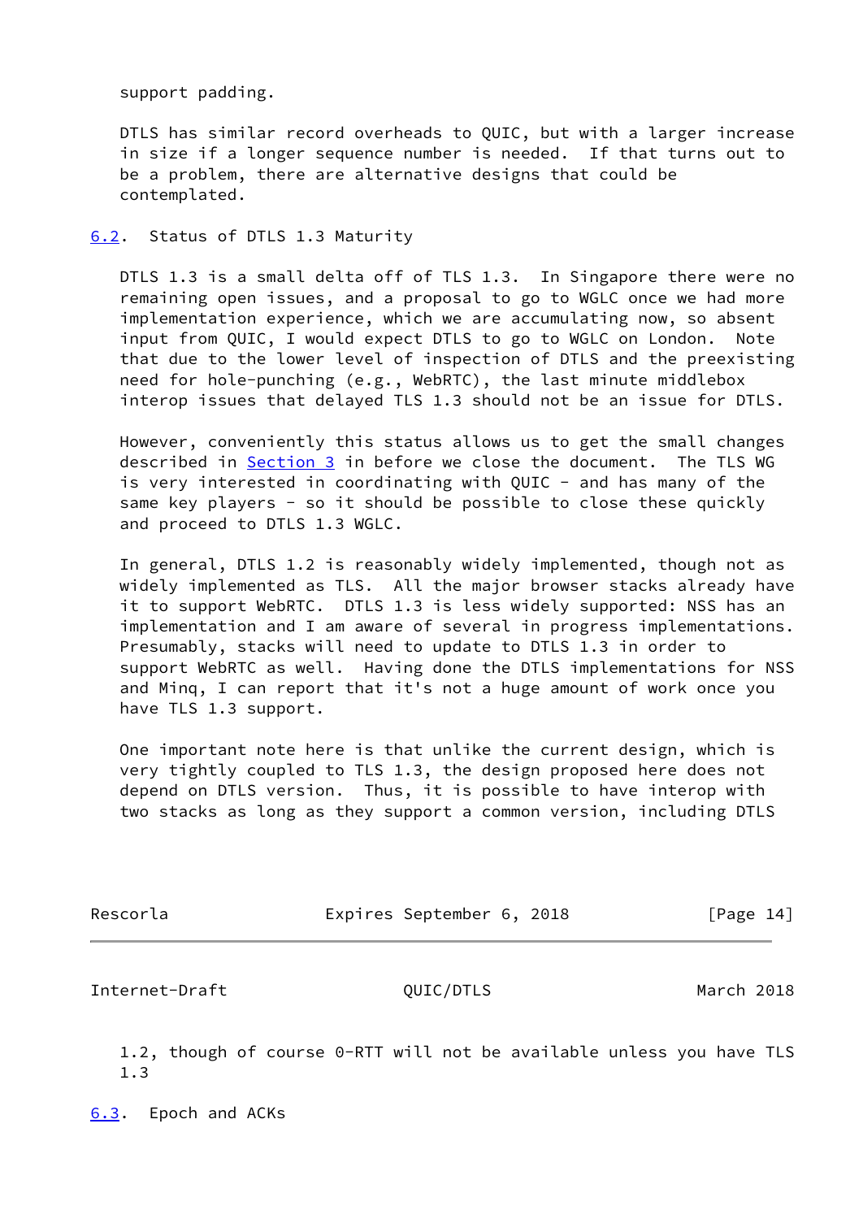support padding.

DTLS has similar record overheads to QUIC, but with a larger increase in size if a longer sequence number is needed. If that turns out to be a problem, there are alternative designs that could be contemplated.

## 6.2. Status of DTLS 1.3 Maturity

DTLS 1.3 is a small delta off of TLS 1.3. In Singapore there were no remaining open issues, and a proposal to go to WGLC once we had more implementation experience, which we are accumulating now, so absent input from QUIC, I would expect DTLS to go to WGLC on London. Note that due to the lower level of inspection of DTLS and the preexisting need for hole-punching (e.g., WebRTC), the last minute middlebox interop issues that delayed TLS 1.3 should not be an issue for DTLS.

However, conveniently this status allows us to get the small changes described in Section 3 in before we close the document. The TLS WG is very interested in coordinating with QUIC - and has many of the same key players - so it should be possible to close these quickly and proceed to DTLS 1.3 WGLC.

In general, DTLS 1.2 is reasonably widely implemented, though not as widely implemented as TLS. All the major browser stacks already have it to support WebRTC. DTLS 1.3 is less widely supported: NSS has an implementation and I am aware of several in progress implementations. Presumably, stacks will need to update to DTLS 1.3 in order to support WebRTC as well. Having done the DTLS implementations for NSS and Minq, I can report that it's not a huge amount of work once you have TLS 1.3 support.

One important note here is that unlike the current design, which is very tightly coupled to TLS 1.3, the design proposed here does not depend on DTLS version. Thus, it is possible to have interop with two stacks as long as they support a common version, including DTLS 1.2, though of course 0-RTT will not be available unless you have TLS 1.3

## 6.3. Epoch and ACKs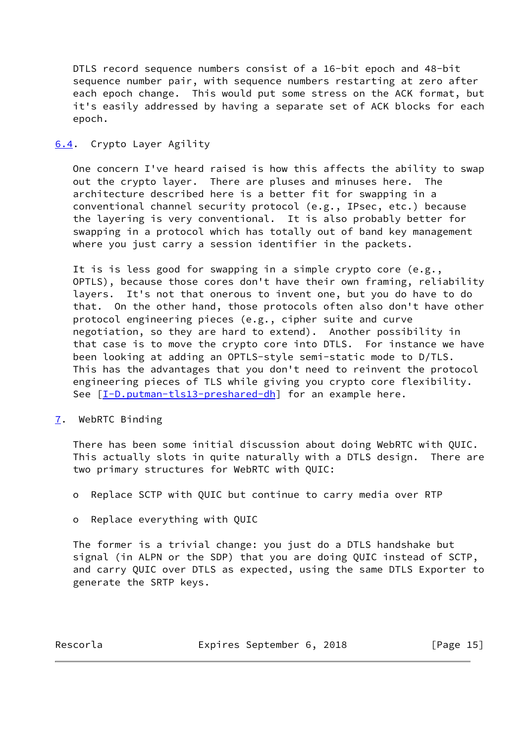DTLS record sequence numbers consist of a 16-bit epoch and 48-bit sequence number pair, with sequence numbers restarting at zero after each epoch change. This would put some stress on the ACK format, but it's easily addressed by having a separate set of ACK blocks for each epoch.

### 6.4. Crypto Layer Agility

One concern I've heard raised is how this affects the ability to swap out the crypto layer. There are pluses and minuses here. The architecture described here is a better fit for swapping in a conventional channel security protocol (e.g., IPsec, etc.) because the layering is very conventional. It is also probably better for swapping in a protocol which has totally out of band key management where you just carry a session identifier in the packets.

It is is less good for swapping in a simple crypto core (e.g., OPTLS), because those cores don't have their own framing, reliability layers. It's not that onerous to invent one, but you do have to do that. On the other hand, those protocols often also don't have other protocol engineering pieces (e.g., cipher suite and curve negotiation, so they are hard to extend). Another possibility in that case is to move the crypto core into DTLS. For instance we have been looking at adding an OPTLS-style semi-static mode to D/TLS. This has the advantages that you don't need to reinvent the protocol engineering pieces of TLS while giving you crypto core flexibility. See [I-D.putman-tls13-preshared-dh] for an example here.

## 7. WebRTC Binding

There has been some initial discussion about doing WebRTC with QUIC. This actually slots in quite naturally with a DTLS design. There are two primary structures for WebRTC with QUIC:

- Replace SCTP with QUIC but continue to carry media over RTP
- Replace everything with QUIC

The former is a trivial change: you just do a DTLS handshake but signal (in ALPN or the SDP) that you are doing QUIC instead of SCTP, and carry QUIC over DTLS as expected, using the same DTLS Exporter to generate the SRTP keys.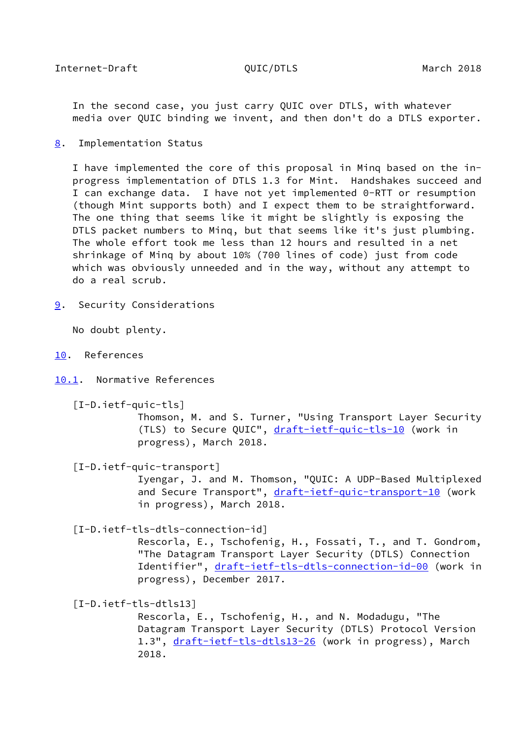In the second case, you just carry QUIC over DTLS, with whatever media over QUIC binding we invent, and then don't do a DTLS exporter.

## 8. Implementation Status

I have implemented the core of this proposal in Minq based on the in-progress implementation of DTLS 1.3 for Mint. Handshakes succeed and I can exchange data. I have not yet implemented 0-RTT or resumption (though Mint supports both) and I expect them to be straightforward. The one thing that seems like it might be slightly is exposing the DTLS packet numbers to Minq, but that seems like it's just plumbing. The whole effort took me less than 12 hours and resulted in a net shrinkage of Minq by about 10% (700 lines of code) just from code which was obviously unneeded and in the way, without any attempt to do a real scrub.

## 9. Security Considerations

No doubt plenty.

## 10. References

### 10.1. Normative References

[I-D.ietf-quic-tls]
Thomson, M. and S. Turner, "Using Transport Layer Security (TLS) to Secure QUIC", draft-ietf-quic-tls-10 (work in progress), March 2018.

[I-D.ietf-quic-transport]
Iyengar, J. and M. Thomson, "QUIC: A UDP-Based Multiplexed and Secure Transport", draft-ietf-quic-transport-10 (work in progress), March 2018.

[I-D.ietf-tls-dtls-connection-id]
Rescorla, E., Tschofenig, H., Fossati, T., and T. Gondrom, "The Datagram Transport Layer Security (DTLS) Connection Identifier", draft-ietf-tls-dtls-connection-id-00 (work in progress), December 2017.

[I-D.ietf-tls-dtls13]
Rescorla, E., Tschofenig, H., and N. Modadugu, "The Datagram Transport Layer Security (DTLS) Protocol Version 1.3", draft-ietf-tls-dtls13-26 (work in progress), March 2018.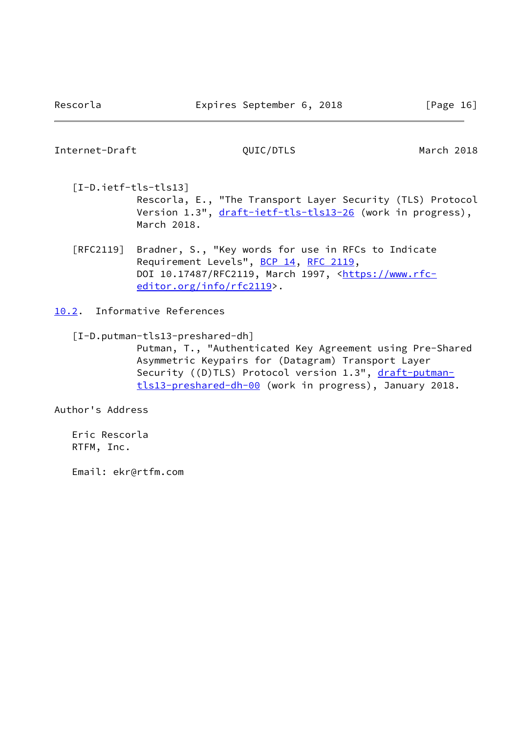[I-D.ietf-tls-tls13]
Rescorla, E., "The Transport Layer Security (TLS) Protocol Version 1.3", draft-ietf-tls-tls13-26 (work in progress), March 2018.

[RFC2119] Bradner, S., "Key words for use in RFCs to Indicate Requirement Levels", BCP 14, RFC 2119, DOI 10.17487/RFC2119, March 1997, <https://www.rfc-editor.org/info/rfc2119>.

### 10.2. Informative References

[I-D.putman-tls13-preshared-dh]
Putman, T., "Authenticated Key Agreement using Pre-Shared Asymmetric Keypairs for (Datagram) Transport Layer Security ((D)TLS) Protocol version 1.3", draft-putman-tls13-preshared-dh-00 (work in progress), January 2018.

## Author's Address

Eric Rescorla
RTFM, Inc.

Email: ekr@rtfm.com